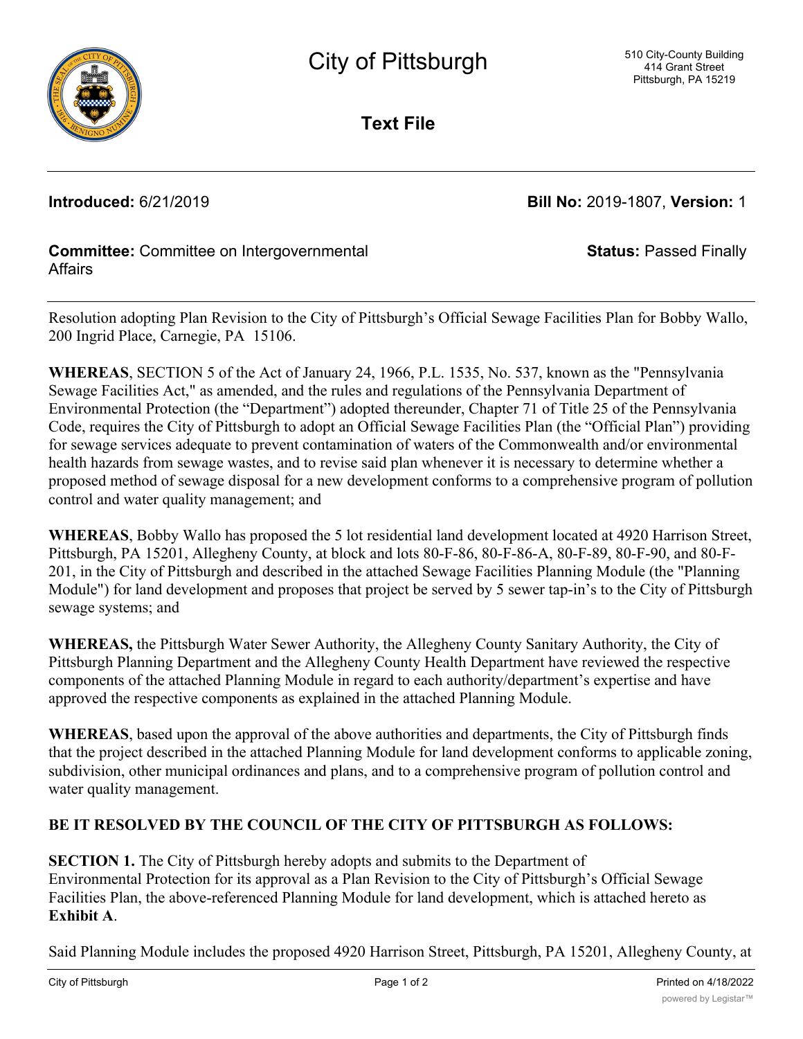# City of Pittsburgh

510 City-County Building
414 Grant Street
Pittsburgh, PA 15219

## Text File

**Introduced:** 6/21/2019 **Bill No:** 2019-1807, **Version:** 1

**Committee:** Committee on Intergovernmental Affairs **Status:** Passed Finally

Resolution adopting Plan Revision to the City of Pittsburgh's Official Sewage Facilities Plan for Bobby Wallo, 200 Ingrid Place, Carnegie, PA 15106.

**WHEREAS**, SECTION 5 of the Act of January 24, 1966, P.L. 1535, No. 537, known as the "Pennsylvania Sewage Facilities Act," as amended, and the rules and regulations of the Pennsylvania Department of Environmental Protection (the "Department") adopted thereunder, Chapter 71 of Title 25 of the Pennsylvania Code, requires the City of Pittsburgh to adopt an Official Sewage Facilities Plan (the "Official Plan") providing for sewage services adequate to prevent contamination of waters of the Commonwealth and/or environmental health hazards from sewage wastes, and to revise said plan whenever it is necessary to determine whether a proposed method of sewage disposal for a new development conforms to a comprehensive program of pollution control and water quality management; and

**WHEREAS**, Bobby Wallo has proposed the 5 lot residential land development located at 4920 Harrison Street, Pittsburgh, PA 15201, Allegheny County, at block and lots 80-F-86, 80-F-86-A, 80-F-89, 80-F-90, and 80-F-201, in the City of Pittsburgh and described in the attached Sewage Facilities Planning Module (the "Planning Module") for land development and proposes that project be served by 5 sewer tap-in's to the City of Pittsburgh sewage systems; and

**WHEREAS,** the Pittsburgh Water Sewer Authority, the Allegheny County Sanitary Authority, the City of Pittsburgh Planning Department and the Allegheny County Health Department have reviewed the respective components of the attached Planning Module in regard to each authority/department's expertise and have approved the respective components as explained in the attached Planning Module.

**WHEREAS**, based upon the approval of the above authorities and departments, the City of Pittsburgh finds that the project described in the attached Planning Module for land development conforms to applicable zoning, subdivision, other municipal ordinances and plans, and to a comprehensive program of pollution control and water quality management.

**BE IT RESOLVED BY THE COUNCIL OF THE CITY OF PITTSBURGH AS FOLLOWS:**

**SECTION 1.** The City of Pittsburgh hereby adopts and submits to the Department of Environmental Protection for its approval as a Plan Revision to the City of Pittsburgh's Official Sewage Facilities Plan, the above-referenced Planning Module for land development, which is attached hereto as **Exhibit A**.

Said Planning Module includes the proposed 4920 Harrison Street, Pittsburgh, PA 15201, Allegheny County, at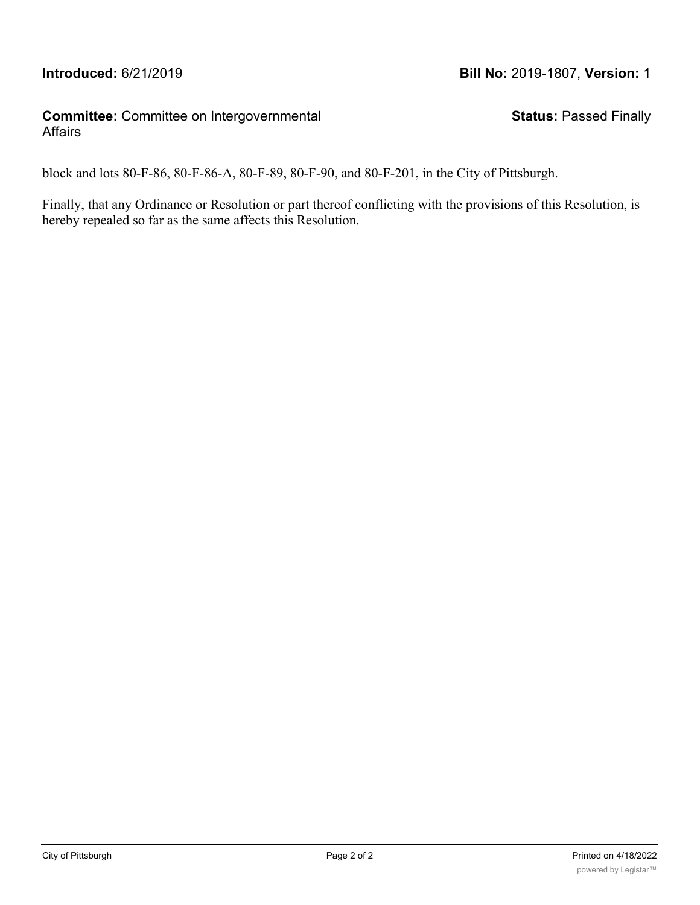block and lots 80-F-86, 80-F-86-A, 80-F-89, 80-F-90, and 80-F-201, in the City of Pittsburgh.

Finally, that any Ordinance or Resolution or part thereof conflicting with the provisions of this Resolution, is hereby repealed so far as the same affects this Resolution.